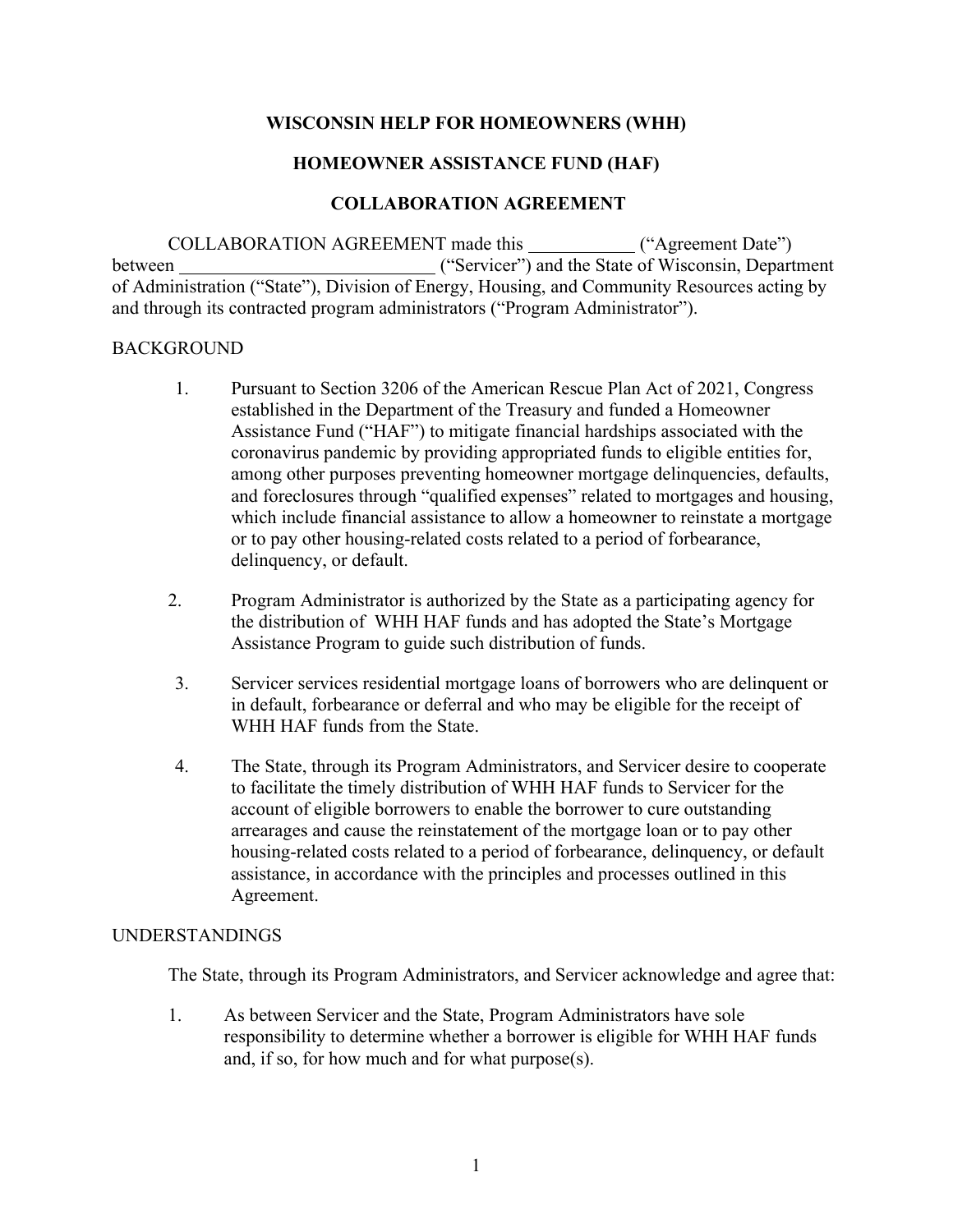# WISCONSIN HELP FOR HOMEOWNERS (WHH)

## HOMEOWNER ASSISTANCE FUND (HAF)

## COLLABORATION AGREEMENT

COLLABORATION AGREEMENT made this ___________ ("Agreement Date") between ___________________________ ("Servicer") and the State of Wisconsin, Department of Administration ("State"), Division of Energy, Housing, and Community Resources acting by and through its contracted program administrators ("Program Administrator").

BACKGROUND

1. Pursuant to Section 3206 of the American Rescue Plan Act of 2021, Congress established in the Department of the Treasury and funded a Homeowner Assistance Fund ("HAF") to mitigate financial hardships associated with the coronavirus pandemic by providing appropriated funds to eligible entities for, among other purposes preventing homeowner mortgage delinquencies, defaults, and foreclosures through "qualified expenses" related to mortgages and housing, which include financial assistance to allow a homeowner to reinstate a mortgage or to pay other housing-related costs related to a period of forbearance, delinquency, or default.

2. Program Administrator is authorized by the State as a participating agency for the distribution of WHH HAF funds and has adopted the State's Mortgage Assistance Program to guide such distribution of funds.

3. Servicer services residential mortgage loans of borrowers who are delinquent or in default, forbearance or deferral and who may be eligible for the receipt of WHH HAF funds from the State.

4. The State, through its Program Administrators, and Servicer desire to cooperate to facilitate the timely distribution of WHH HAF funds to Servicer for the account of eligible borrowers to enable the borrower to cure outstanding arrearages and cause the reinstatement of the mortgage loan or to pay other housing-related costs related to a period of forbearance, delinquency, or default assistance, in accordance with the principles and processes outlined in this Agreement.

UNDERSTANDINGS

The State, through its Program Administrators, and Servicer acknowledge and agree that:

1. As between Servicer and the State, Program Administrators have sole responsibility to determine whether a borrower is eligible for WHH HAF funds and, if so, for how much and for what purpose(s).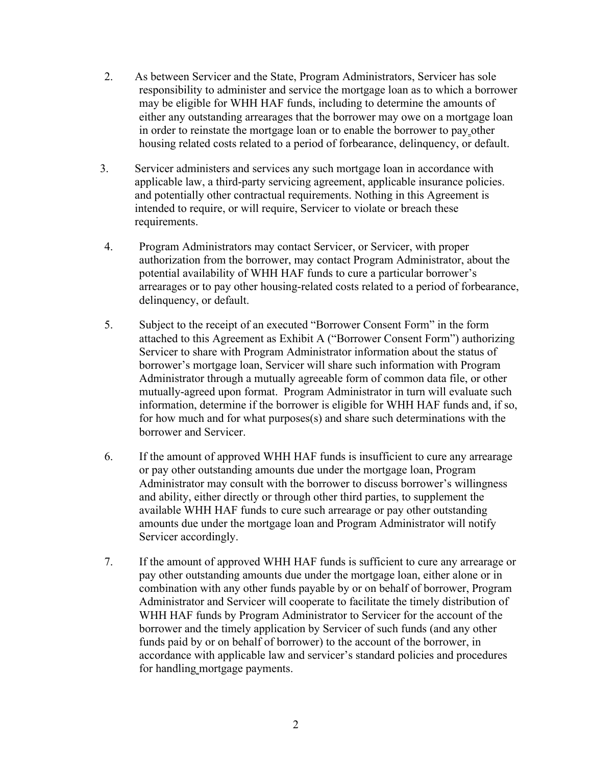2. As between Servicer and the State, Program Administrators, Servicer has sole responsibility to administer and service the mortgage loan as to which a borrower may be eligible for WHH HAF funds, including to determine the amounts of either any outstanding arrearages that the borrower may owe on a mortgage loan in order to reinstate the mortgage loan or to enable the borrower to pay other housing related costs related to a period of forbearance, delinquency, or default.

3. Servicer administers and services any such mortgage loan in accordance with applicable law, a third-party servicing agreement, applicable insurance policies. and potentially other contractual requirements. Nothing in this Agreement is intended to require, or will require, Servicer to violate or breach these requirements.

4. Program Administrators may contact Servicer, or Servicer, with proper authorization from the borrower, may contact Program Administrator, about the potential availability of WHH HAF funds to cure a particular borrower's arrearages or to pay other housing-related costs related to a period of forbearance, delinquency, or default.

5. Subject to the receipt of an executed "Borrower Consent Form" in the form attached to this Agreement as Exhibit A ("Borrower Consent Form") authorizing Servicer to share with Program Administrator information about the status of borrower's mortgage loan, Servicer will share such information with Program Administrator through a mutually agreeable form of common data file, or other mutually-agreed upon format. Program Administrator in turn will evaluate such information, determine if the borrower is eligible for WHH HAF funds and, if so, for how much and for what purposes(s) and share such determinations with the borrower and Servicer.

6. If the amount of approved WHH HAF funds is insufficient to cure any arrearage or pay other outstanding amounts due under the mortgage loan, Program Administrator may consult with the borrower to discuss borrower's willingness and ability, either directly or through other third parties, to supplement the available WHH HAF funds to cure such arrearage or pay other outstanding amounts due under the mortgage loan and Program Administrator will notify Servicer accordingly.

7. If the amount of approved WHH HAF funds is sufficient to cure any arrearage or pay other outstanding amounts due under the mortgage loan, either alone or in combination with any other funds payable by or on behalf of borrower, Program Administrator and Servicer will cooperate to facilitate the timely distribution of WHH HAF funds by Program Administrator to Servicer for the account of the borrower and the timely application by Servicer of such funds (and any other funds paid by or on behalf of borrower) to the account of the borrower, in accordance with applicable law and servicer's standard policies and procedures for handling mortgage payments.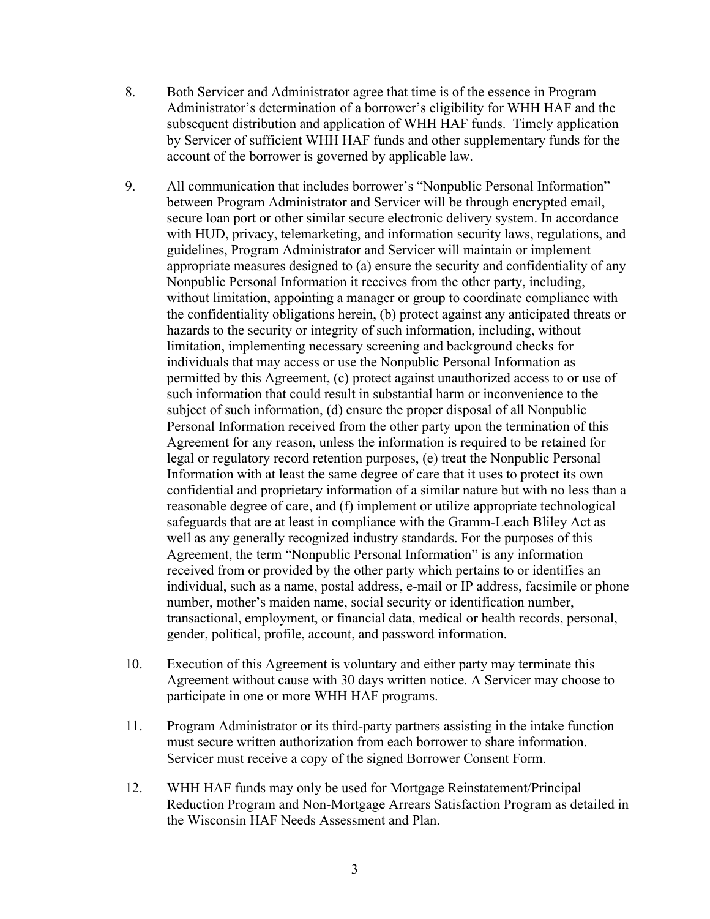8. Both Servicer and Administrator agree that time is of the essence in Program Administrator's determination of a borrower's eligibility for WHH HAF and the subsequent distribution and application of WHH HAF funds. Timely application by Servicer of sufficient WHH HAF funds and other supplementary funds for the account of the borrower is governed by applicable law.

9. All communication that includes borrower's "Nonpublic Personal Information" between Program Administrator and Servicer will be through encrypted email, secure loan port or other similar secure electronic delivery system. In accordance with HUD, privacy, telemarketing, and information security laws, regulations, and guidelines, Program Administrator and Servicer will maintain or implement appropriate measures designed to (a) ensure the security and confidentiality of any Nonpublic Personal Information it receives from the other party, including, without limitation, appointing a manager or group to coordinate compliance with the confidentiality obligations herein, (b) protect against any anticipated threats or hazards to the security or integrity of such information, including, without limitation, implementing necessary screening and background checks for individuals that may access or use the Nonpublic Personal Information as permitted by this Agreement, (c) protect against unauthorized access to or use of such information that could result in substantial harm or inconvenience to the subject of such information, (d) ensure the proper disposal of all Nonpublic Personal Information received from the other party upon the termination of this Agreement for any reason, unless the information is required to be retained for legal or regulatory record retention purposes, (e) treat the Nonpublic Personal Information with at least the same degree of care that it uses to protect its own confidential and proprietary information of a similar nature but with no less than a reasonable degree of care, and (f) implement or utilize appropriate technological safeguards that are at least in compliance with the Gramm-Leach Bliley Act as well as any generally recognized industry standards. For the purposes of this Agreement, the term "Nonpublic Personal Information" is any information received from or provided by the other party which pertains to or identifies an individual, such as a name, postal address, e-mail or IP address, facsimile or phone number, mother's maiden name, social security or identification number, transactional, employment, or financial data, medical or health records, personal, gender, political, profile, account, and password information.

10. Execution of this Agreement is voluntary and either party may terminate this Agreement without cause with 30 days written notice. A Servicer may choose to participate in one or more WHH HAF programs.

11. Program Administrator or its third-party partners assisting in the intake function must secure written authorization from each borrower to share information. Servicer must receive a copy of the signed Borrower Consent Form.

12. WHH HAF funds may only be used for Mortgage Reinstatement/Principal Reduction Program and Non-Mortgage Arrears Satisfaction Program as detailed in the Wisconsin HAF Needs Assessment and Plan.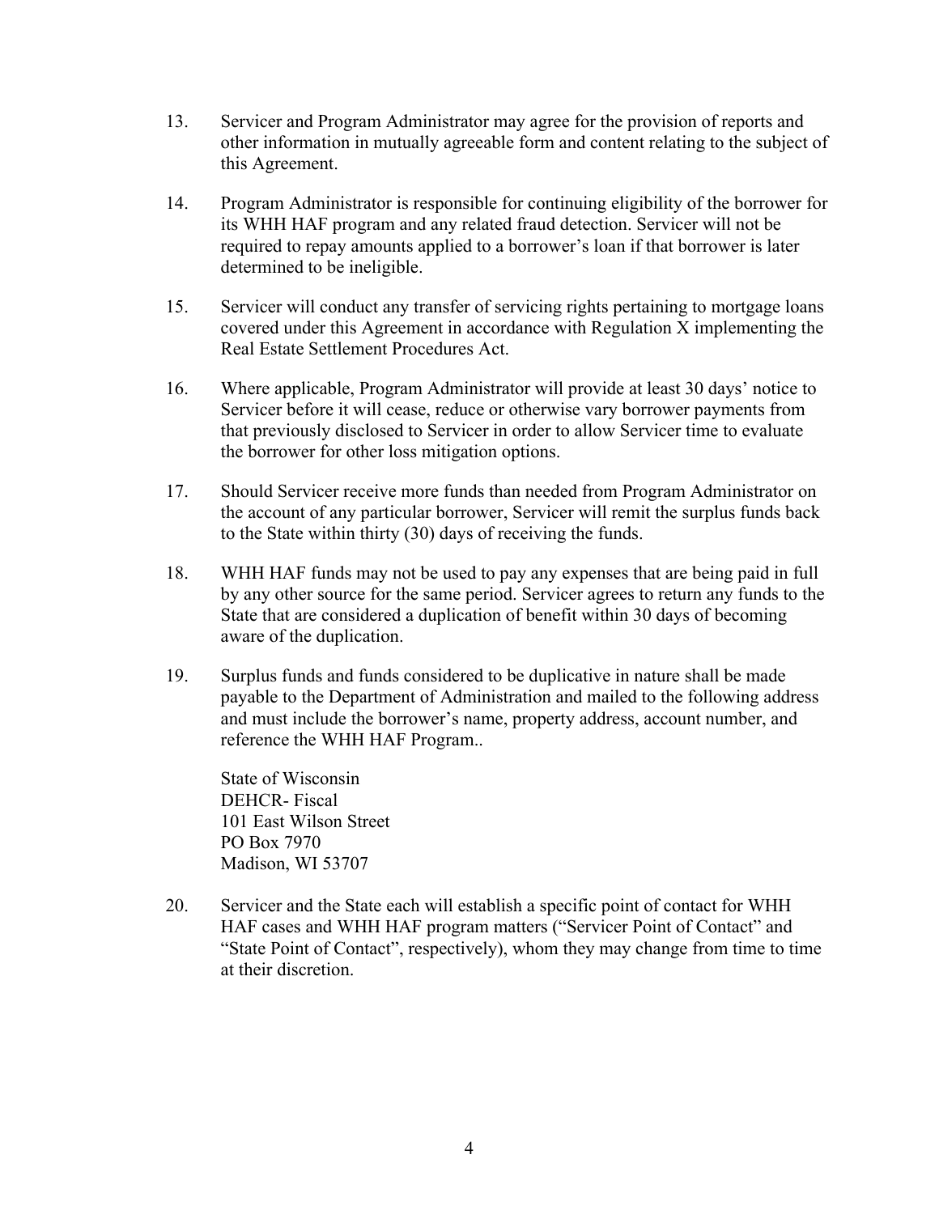13. Servicer and Program Administrator may agree for the provision of reports and other information in mutually agreeable form and content relating to the subject of this Agreement.

14. Program Administrator is responsible for continuing eligibility of the borrower for its WHH HAF program and any related fraud detection. Servicer will not be required to repay amounts applied to a borrower's loan if that borrower is later determined to be ineligible.

15. Servicer will conduct any transfer of servicing rights pertaining to mortgage loans covered under this Agreement in accordance with Regulation X implementing the Real Estate Settlement Procedures Act.

16. Where applicable, Program Administrator will provide at least 30 days' notice to Servicer before it will cease, reduce or otherwise vary borrower payments from that previously disclosed to Servicer in order to allow Servicer time to evaluate the borrower for other loss mitigation options.

17. Should Servicer receive more funds than needed from Program Administrator on the account of any particular borrower, Servicer will remit the surplus funds back to the State within thirty (30) days of receiving the funds.

18. WHH HAF funds may not be used to pay any expenses that are being paid in full by any other source for the same period. Servicer agrees to return any funds to the State that are considered a duplication of benefit within 30 days of becoming aware of the duplication.

19. Surplus funds and funds considered to be duplicative in nature shall be made payable to the Department of Administration and mailed to the following address and must include the borrower's name, property address, account number, and reference the WHH HAF Program..

    State of Wisconsin
    DEHCR- Fiscal
    101 East Wilson Street
    PO Box 7970
    Madison, WI 53707

20. Servicer and the State each will establish a specific point of contact for WHH HAF cases and WHH HAF program matters ("Servicer Point of Contact" and "State Point of Contact", respectively), whom they may change from time to time at their discretion.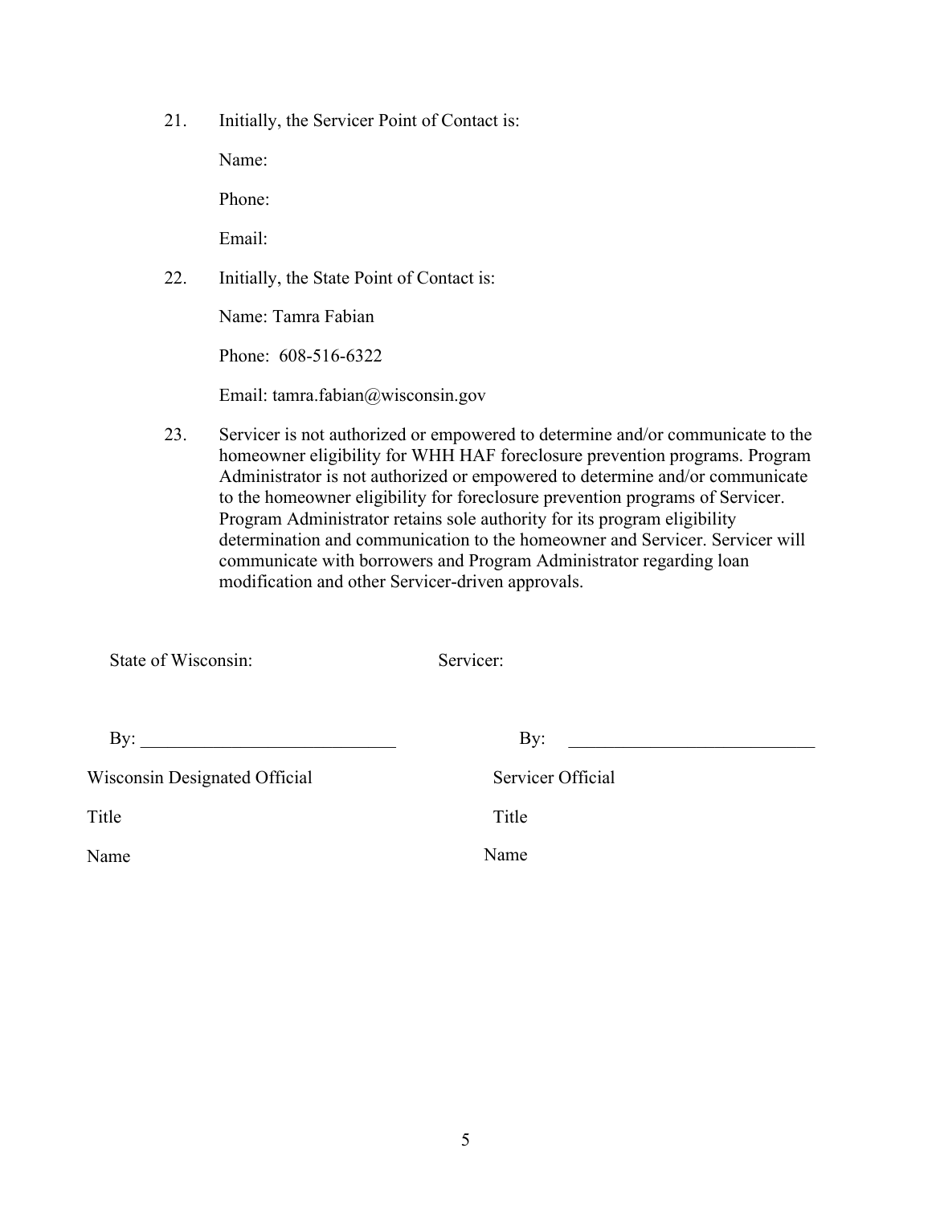21. Initially, the Servicer Point of Contact is:

    Name:

    Phone:

    Email:

22. Initially, the State Point of Contact is:

    Name: Tamra Fabian

    Phone: 608-516-6322

    Email: tamra.fabian@wisconsin.gov

23. Servicer is not authorized or empowered to determine and/or communicate to the homeowner eligibility for WHH HAF foreclosure prevention programs. Program Administrator is not authorized or empowered to determine and/or communicate to the homeowner eligibility for foreclosure prevention programs of Servicer. Program Administrator retains sole authority for its program eligibility determination and communication to the homeowner and Servicer. Servicer will communicate with borrowers and Program Administrator regarding loan modification and other Servicer-driven approvals.

| State of Wisconsin: | Servicer: |
|---|---|
| By: ____________________________ | By: ____________________________ |
| Wisconsin Designated Official | Servicer Official |
| Title | Title |
| Name | Name |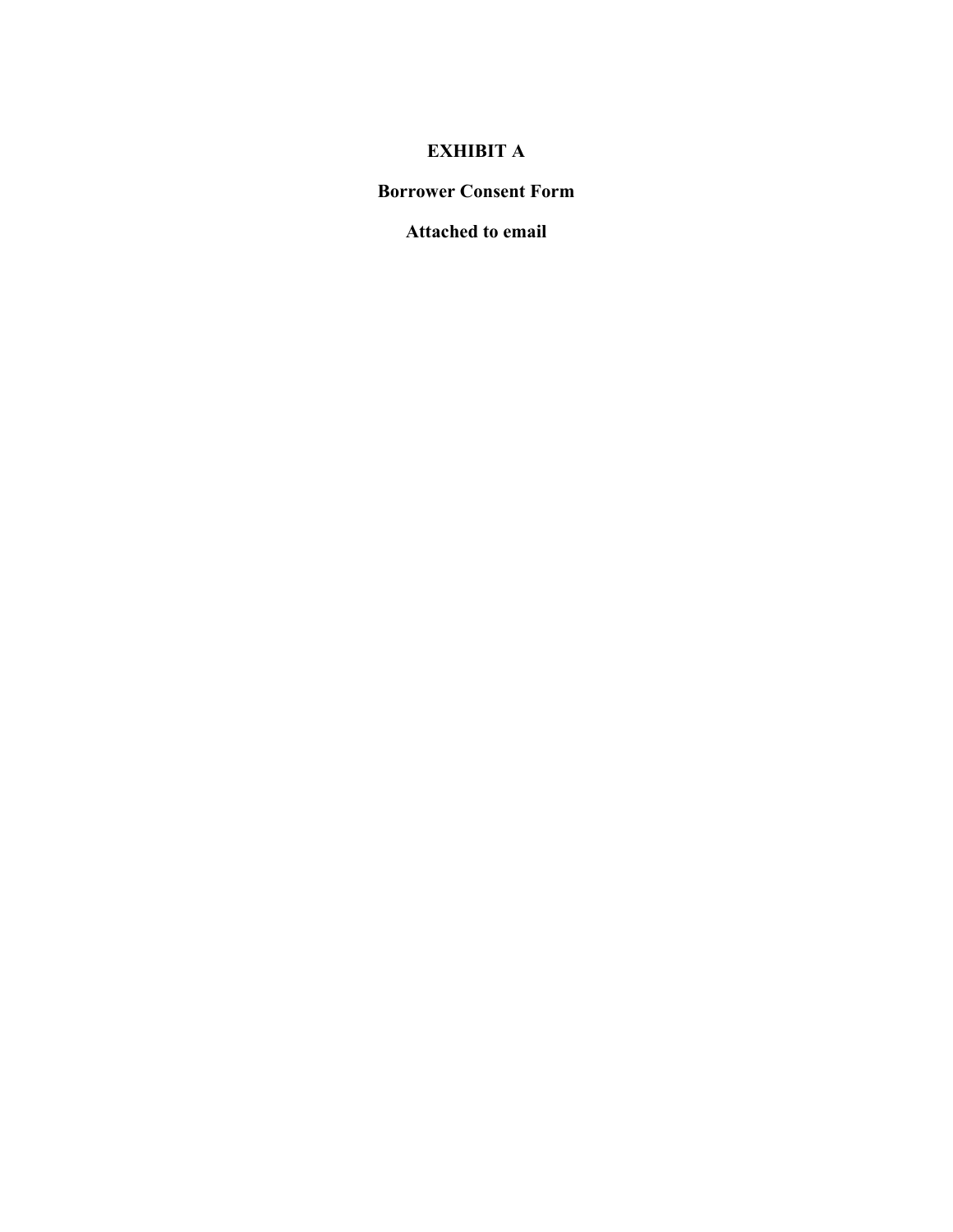# EXHIBIT A

## Borrower Consent Form

## Attached to email